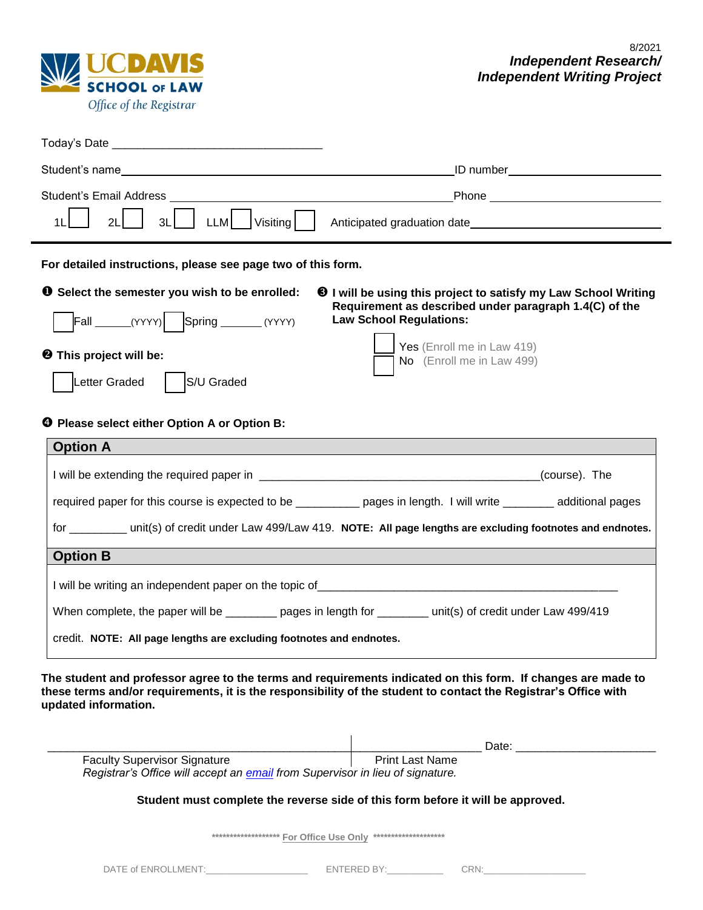UC DAVIS SCHOOL OF LAW
*Office of the Registrar*

8/2021

***Independent Research/ Independent Writing Project***

Today's Date ________________________________

Student's name ____________________________________________ ID number ____________________

Student's Email Address ______________________________________ Phone ____________________

1L ☐ 2L ☐ 3L ☐ LLM ☐ Visiting ☐ Anticipated graduation date ____________________

---

**For detailed instructions, please see page two of this form.**

**❶ Select the semester you wish to be enrolled:**

☐ Fall ______(YYYY) ☐ Spring ______ (YYYY)

**❷ This project will be:**

☐ Letter Graded ☐ S/U Graded

**❸ I will be using this project to satisfy my Law School Writing Requirement as described under paragraph 1.4(C) of the Law School Regulations:**

☐ Yes (Enroll me in Law 419)
☐ No (Enroll me in Law 499)

**❹ Please select either Option A or Option B:**

## Option A

I will be extending the required paper in ____________________________________________(course). The required paper for this course is expected to be __________ pages in length. I will write ________ additional pages for _________ unit(s) of credit under Law 499/Law 419. **NOTE: All page lengths are excluding footnotes and endnotes.**

## Option B

I will be writing an independent paper on the topic of________________________________________________

When complete, the paper will be ________ pages in length for ________ unit(s) of credit under Law 499/419 credit. **NOTE: All page lengths are excluding footnotes and endnotes.**

**The student and professor agree to the terms and requirements indicated on this form. If changes are made to these terms and/or requirements, it is the responsibility of the student to contact the Registrar's Office with updated information.**

______________________________________________ | ____________________ Date: ____________________

Faculty Supervisor Signature | Print Last Name

*Registrar's Office will accept an email from Supervisor in lieu of signature.*

**Student must complete the reverse side of this form before it will be approved.**

******************* For Office Use Only *******************

DATE of ENROLLMENT:____________________ ENTERED BY:___________ CRN:____________________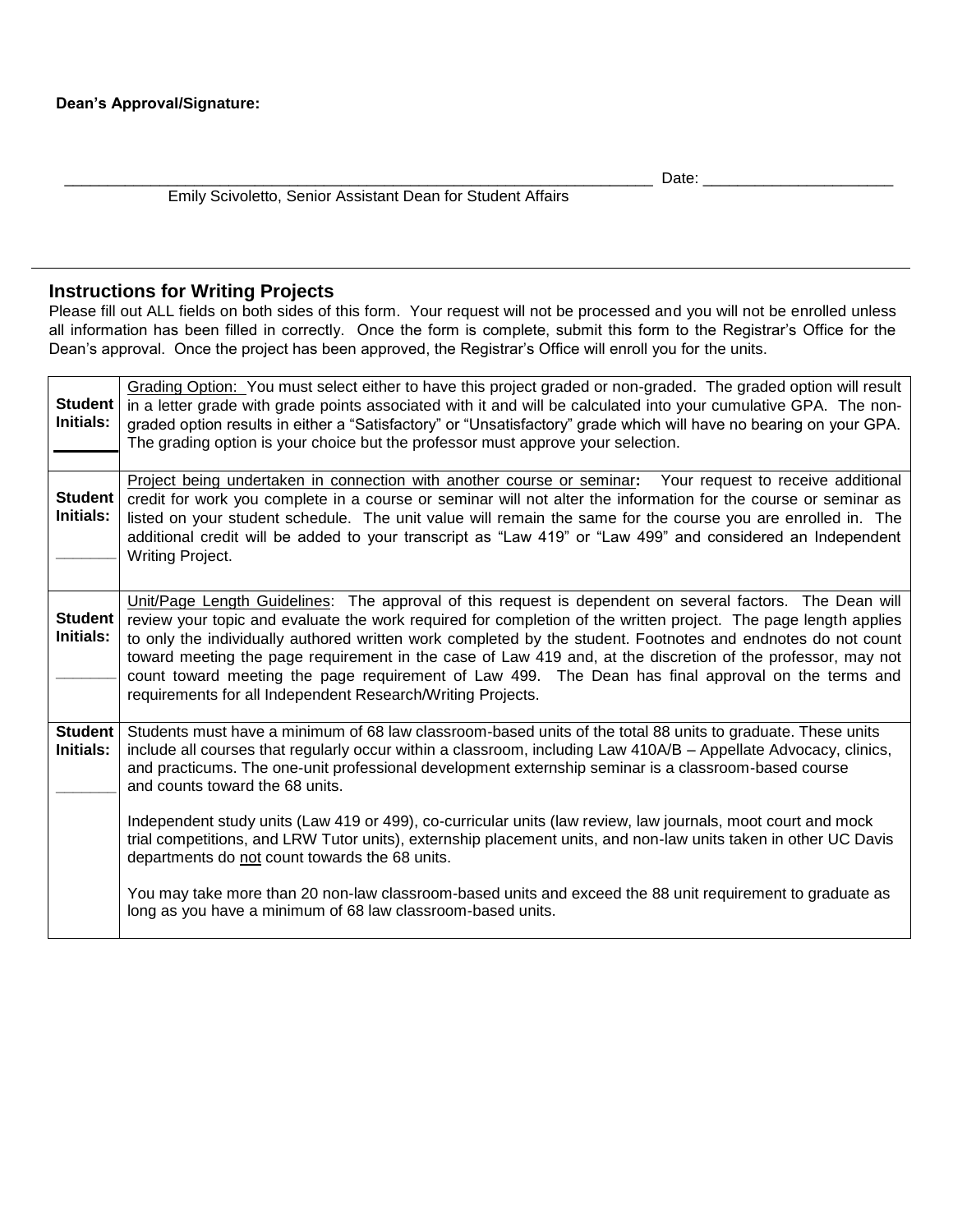**Dean's Approval/Signature:**

\_\_\_\_\_\_\_\_\_\_\_\_\_\_\_\_\_\_\_\_\_\_\_\_\_\_\_\_\_\_\_\_\_\_\_\_\_\_\_\_\_\_\_\_\_\_\_\_\_\_\_\_\_\_\_\_\_\_\_\_\_\_\_\_\_\_ Date: \_\_\_\_\_\_\_\_\_\_\_\_\_\_\_\_\_\_\_\_\_\_

Emily Scivoletto, Senior Assistant Dean for Student Affairs

---

## Instructions for Writing Projects

Please fill out ALL fields on both sides of this form. Your request will not be processed and you will not be enrolled unless all information has been filled in correctly. Once the form is complete, submit this form to the Registrar's Office for the Dean's approval. Once the project has been approved, the Registrar's Office will enroll you for the units.

| | |
|---|---|
| **Student Initials:** \_\_\_\_\_\_ | Grading Option: You must select either to have this project graded or non-graded. The graded option will result in a letter grade with grade points associated with it and will be calculated into your cumulative GPA. The non-graded option results in either a "Satisfactory" or "Unsatisfactory" grade which will have no bearing on your GPA. The grading option is your choice but the professor must approve your selection. |
| **Student Initials:** \_\_\_\_\_\_ | Project being undertaken in connection with another course or seminar**:** Your request to receive additional credit for work you complete in a course or seminar will not alter the information for the course or seminar as listed on your student schedule. The unit value will remain the same for the course you are enrolled in. The additional credit will be added to your transcript as "Law 419" or "Law 499" and considered an Independent Writing Project. |
| **Student Initials:** \_\_\_\_\_\_ | Unit/Page Length Guidelines: The approval of this request is dependent on several factors. The Dean will review your topic and evaluate the work required for completion of the written project. The page length applies to only the individually authored written work completed by the student. Footnotes and endnotes do not count toward meeting the page requirement in the case of Law 419 and, at the discretion of the professor, may not count toward meeting the page requirement of Law 499. The Dean has final approval on the terms and requirements for all Independent Research/Writing Projects. |
| **Student Initials:** \_\_\_\_\_\_ | Students must have a minimum of 68 law classroom-based units of the total 88 units to graduate. These units include all courses that regularly occur within a classroom, including Law 410A/B – Appellate Advocacy, clinics, and practicums. The one-unit professional development externship seminar is a classroom-based course and counts toward the 68 units.<br><br>Independent study units (Law 419 or 499), co-curricular units (law review, law journals, moot court and mock trial competitions, and LRW Tutor units), externship placement units, and non-law units taken in other UC Davis departments do <u>not</u> count towards the 68 units.<br><br>You may take more than 20 non-law classroom-based units and exceed the 88 unit requirement to graduate as long as you have a minimum of 68 law classroom-based units. |